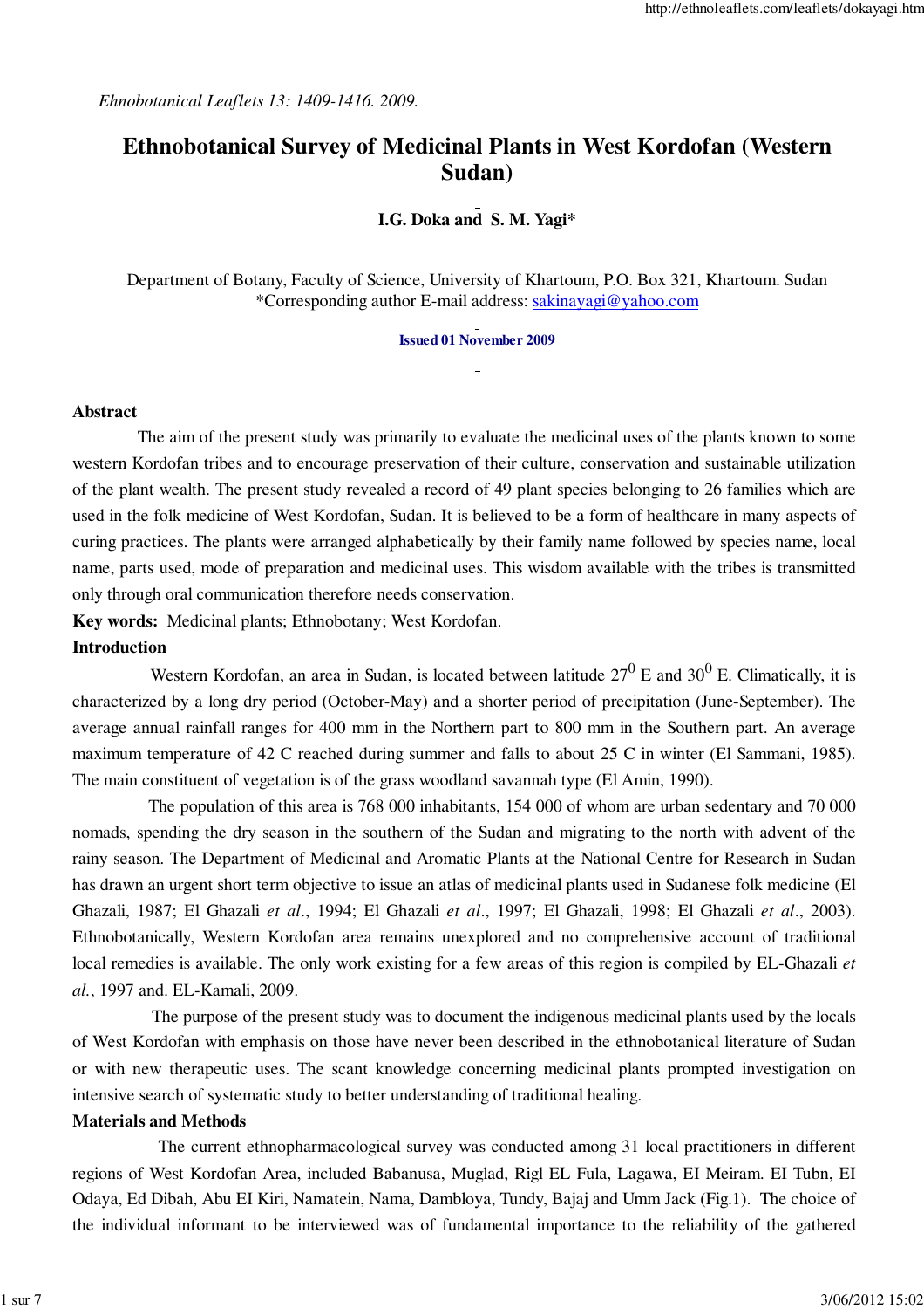*Ehnobotanical Leaflets 13: 1409-1416. 2009.*

# Ethnobotanical Survey of Medicinal Plants in West Kordofan (Western Sudan)

**I.G. Doka and S. M. Yagi***

Department of Botany, Faculty of Science, University of Khartoum, P.O. Box 321, Khartoum. Sudan
*Corresponding author E-mail address: sakinayagi@yahoo.com

**Issued 01 November 2009**

**Abstract**

The aim of the present study was primarily to evaluate the medicinal uses of the plants known to some western Kordofan tribes and to encourage preservation of their culture, conservation and sustainable utilization of the plant wealth. The present study revealed a record of 49 plant species belonging to 26 families which are used in the folk medicine of West Kordofan, Sudan. It is believed to be a form of healthcare in many aspects of curing practices. The plants were arranged alphabetically by their family name followed by species name, local name, parts used, mode of preparation and medicinal uses. This wisdom available with the tribes is transmitted only through oral communication therefore needs conservation.

**Key words:** Medicinal plants; Ethnobotany; West Kordofan.

**Introduction**

Western Kordofan, an area in Sudan, is located between latitude $27^0$ E and $30^0$ E. Climatically, it is characterized by a long dry period (October-May) and a shorter period of precipitation (June-September). The average annual rainfall ranges for 400 mm in the Northern part to 800 mm in the Southern part. An average maximum temperature of 42 C reached during summer and falls to about 25 C in winter (El Sammani, 1985). The main constituent of vegetation is of the grass woodland savannah type (El Amin, 1990).

The population of this area is 768 000 inhabitants, 154 000 of whom are urban sedentary and 70 000 nomads, spending the dry season in the southern of the Sudan and migrating to the north with advent of the rainy season. The Department of Medicinal and Aromatic Plants at the National Centre for Research in Sudan has drawn an urgent short term objective to issue an atlas of medicinal plants used in Sudanese folk medicine (El Ghazali, 1987; El Ghazali *et al*., 1994; El Ghazali *et al*., 1997; El Ghazali, 1998; El Ghazali *et al*., 2003). Ethnobotanically, Western Kordofan area remains unexplored and no comprehensive account of traditional local remedies is available. The only work existing for a few areas of this region is compiled by EL-Ghazali *et al.*, 1997 and. EL-Kamali, 2009.

The purpose of the present study was to document the indigenous medicinal plants used by the locals of West Kordofan with emphasis on those have never been described in the ethnobotanical literature of Sudan or with new therapeutic uses. The scant knowledge concerning medicinal plants prompted investigation on intensive search of systematic study to better understanding of traditional healing.

**Materials and Methods**

The current ethnopharmacological survey was conducted among 31 local practitioners in different regions of West Kordofan Area, included Babanusa, Muglad, Rigl EL Fula, Lagawa, EI Meiram. EI Tubn, EI Odaya, Ed Dibah, Abu EI Kiri, Namatein, Nama, Dambloya, Tundy, Bajaj and Umm Jack (Fig.1). The choice of the individual informant to be interviewed was of fundamental importance to the reliability of the gathered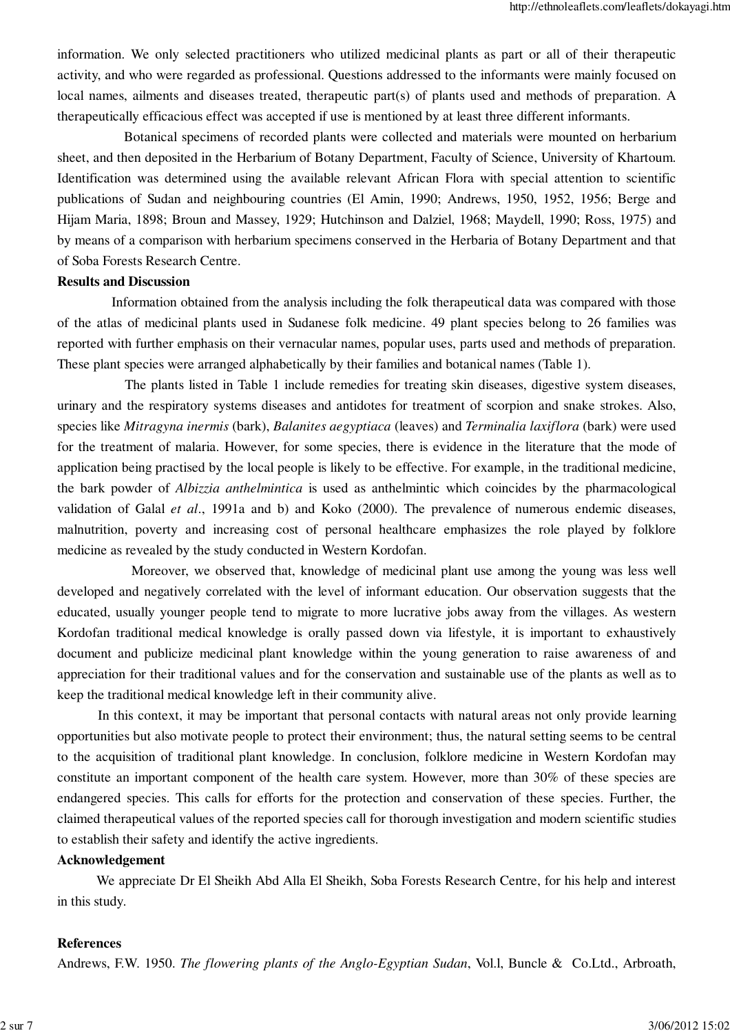information. We only selected practitioners who utilized medicinal plants as part or all of their therapeutic activity, and who were regarded as professional. Questions addressed to the informants were mainly focused on local names, ailments and diseases treated, therapeutic part(s) of plants used and methods of preparation. A therapeutically efficacious effect was accepted if use is mentioned by at least three different informants.

Botanical specimens of recorded plants were collected and materials were mounted on herbarium sheet, and then deposited in the Herbarium of Botany Department, Faculty of Science, University of Khartoum. Identification was determined using the available relevant African Flora with special attention to scientific publications of Sudan and neighbouring countries (El Amin, 1990; Andrews, 1950, 1952, 1956; Berge and Hijam Maria, 1898; Broun and Massey, 1929; Hutchinson and Dalziel, 1968; Maydell, 1990; Ross, 1975) and by means of a comparison with herbarium specimens conserved in the Herbaria of Botany Department and that of Soba Forests Research Centre.

**Results and Discussion**

Information obtained from the analysis including the folk therapeutical data was compared with those of the atlas of medicinal plants used in Sudanese folk medicine. 49 plant species belong to 26 families was reported with further emphasis on their vernacular names, popular uses, parts used and methods of preparation. These plant species were arranged alphabetically by their families and botanical names (Table 1).

The plants listed in Table 1 include remedies for treating skin diseases, digestive system diseases, urinary and the respiratory systems diseases and antidotes for treatment of scorpion and snake strokes. Also, species like *Mitragyna inermis* (bark), *Balanites aegyptiaca* (leaves) and *Terminalia laxiflora* (bark) were used for the treatment of malaria. However, for some species, there is evidence in the literature that the mode of application being practised by the local people is likely to be effective. For example, in the traditional medicine, the bark powder of *Albizzia anthelmintica* is used as anthelmintic which coincides by the pharmacological validation of Galal *et al*., 1991a and b) and Koko (2000). The prevalence of numerous endemic diseases, malnutrition, poverty and increasing cost of personal healthcare emphasizes the role played by folklore medicine as revealed by the study conducted in Western Kordofan.

Moreover, we observed that, knowledge of medicinal plant use among the young was less well developed and negatively correlated with the level of informant education. Our observation suggests that the educated, usually younger people tend to migrate to more lucrative jobs away from the villages. As western Kordofan traditional medical knowledge is orally passed down via lifestyle, it is important to exhaustively document and publicize medicinal plant knowledge within the young generation to raise awareness of and appreciation for their traditional values and for the conservation and sustainable use of the plants as well as to keep the traditional medical knowledge left in their community alive.

In this context, it may be important that personal contacts with natural areas not only provide learning opportunities but also motivate people to protect their environment; thus, the natural setting seems to be central to the acquisition of traditional plant knowledge. In conclusion, folklore medicine in Western Kordofan may constitute an important component of the health care system. However, more than 30% of these species are endangered species. This calls for efforts for the protection and conservation of these species. Further, the claimed therapeutical values of the reported species call for thorough investigation and modern scientific studies to establish their safety and identify the active ingredients.

**Acknowledgement**

We appreciate Dr El Sheikh Abd Alla El Sheikh, Soba Forests Research Centre, for his help and interest in this study.

**References**

Andrews, F.W. 1950. *The flowering plants of the Anglo-Egyptian Sudan*, Vol.l, Buncle & Co.Ltd., Arbroath,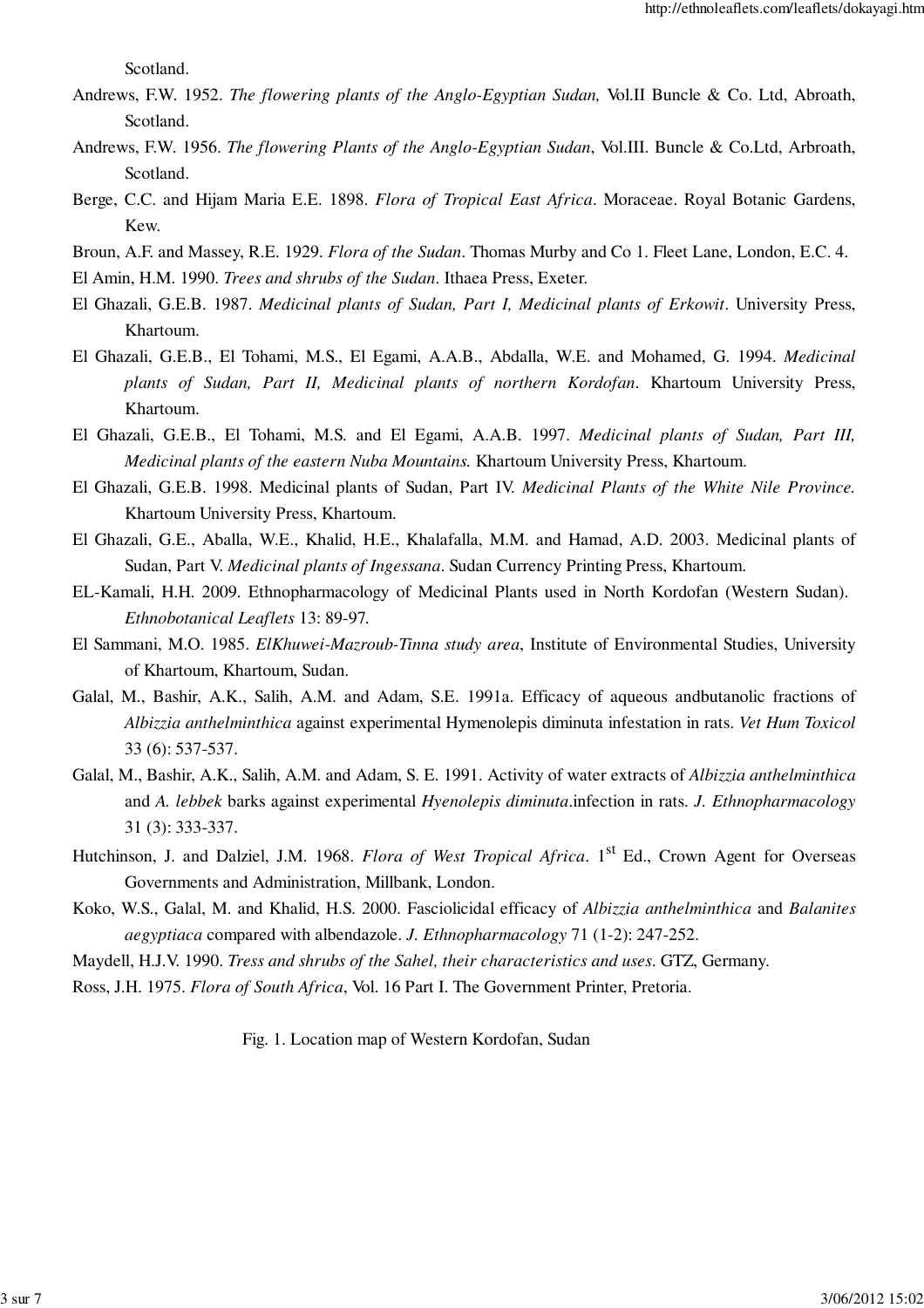Scotland.

Andrews, F.W. 1952. *The flowering plants of the Anglo-Egyptian Sudan,* Vol.II Buncle & Co. Ltd, Abroath, Scotland.

Andrews, F.W. 1956. *The flowering Plants of the Anglo-Egyptian Sudan*, Vol.III. Buncle & Co.Ltd, Arbroath, Scotland.

Berge, C.C. and Hijam Maria E.E. 1898. *Flora of Tropical East Africa*. Moraceae. Royal Botanic Gardens, Kew.

Broun, A.F. and Massey, R.E. 1929. *Flora of the Sudan*. Thomas Murby and Co 1. Fleet Lane, London, E.C. 4.

El Amin, H.M. 1990. *Trees and shrubs of the Sudan*. Ithaea Press, Exeter.

El Ghazali, G.E.B. 1987. *Medicinal plants of Sudan, Part I, Medicinal plants of Erkowit*. University Press, Khartoum.

El Ghazali, G.E.B., El Tohami, M.S., El Egami, A.A.B., Abdalla, W.E. and Mohamed, G. 1994. *Medicinal plants of Sudan, Part II, Medicinal plants of northern Kordofan*. Khartoum University Press, Khartoum.

El Ghazali, G.E.B., El Tohami, M.S. and El Egami, A.A.B. 1997. *Medicinal plants of Sudan, Part III, Medicinal plants of the eastern Nuba Mountains.* Khartoum University Press, Khartoum.

El Ghazali, G.E.B. 1998. Medicinal plants of Sudan, Part IV. *Medicinal Plants of the White Nile Province.* Khartoum University Press, Khartoum.

El Ghazali, G.E., Aballa, W.E., Khalid, H.E., Khalafalla, M.M. and Hamad, A.D. 2003. Medicinal plants of Sudan, Part V. *Medicinal plants of Ingessana*. Sudan Currency Printing Press, Khartoum.

EL-Kamali, H.H. 2009. Ethnopharmacology of Medicinal Plants used in North Kordofan (Western Sudan). *Ethnobotanical Leaflets* 13: 89-97.

El Sammani, M.O. 1985. *ElKhuwei-Mazroub-Tinna study area*, Institute of Environmental Studies, University of Khartoum, Khartoum, Sudan.

Galal, M., Bashir, A.K., Salih, A.M. and Adam, S.E. 1991a. Efficacy of aqueous andbutanolic fractions of *Albizzia anthelminthica* against experimental Hymenolepis diminuta infestation in rats. *Vet Hum Toxicol* 33 (6): 537-537.

Galal, M., Bashir, A.K., Salih, A.M. and Adam, S. E. 1991. Activity of water extracts of *Albizzia anthelminthica* and *A. lebbek* barks against experimental *Hyenolepis diminuta*.infection in rats. *J. Ethnopharmacology* 31 (3): 333-337.

Hutchinson, J. and Dalziel, J.M. 1968. *Flora of West Tropical Africa*. 1st Ed., Crown Agent for Overseas Governments and Administration, Millbank, London.

Koko, W.S., Galal, M. and Khalid, H.S. 2000. Fasciolicidal efficacy of *Albizzia anthelminthica* and *Balanites aegyptiaca* compared with albendazole. *J. Ethnopharmacology* 71 (1-2): 247-252.

Maydell, H.J.V. 1990. *Tress and shrubs of the Sahel, their characteristics and uses*. GTZ, Germany.

Ross, J.H. 1975. *Flora of South Africa*, Vol. 16 Part I. The Government Printer, Pretoria.

Fig. 1. Location map of Western Kordofan, Sudan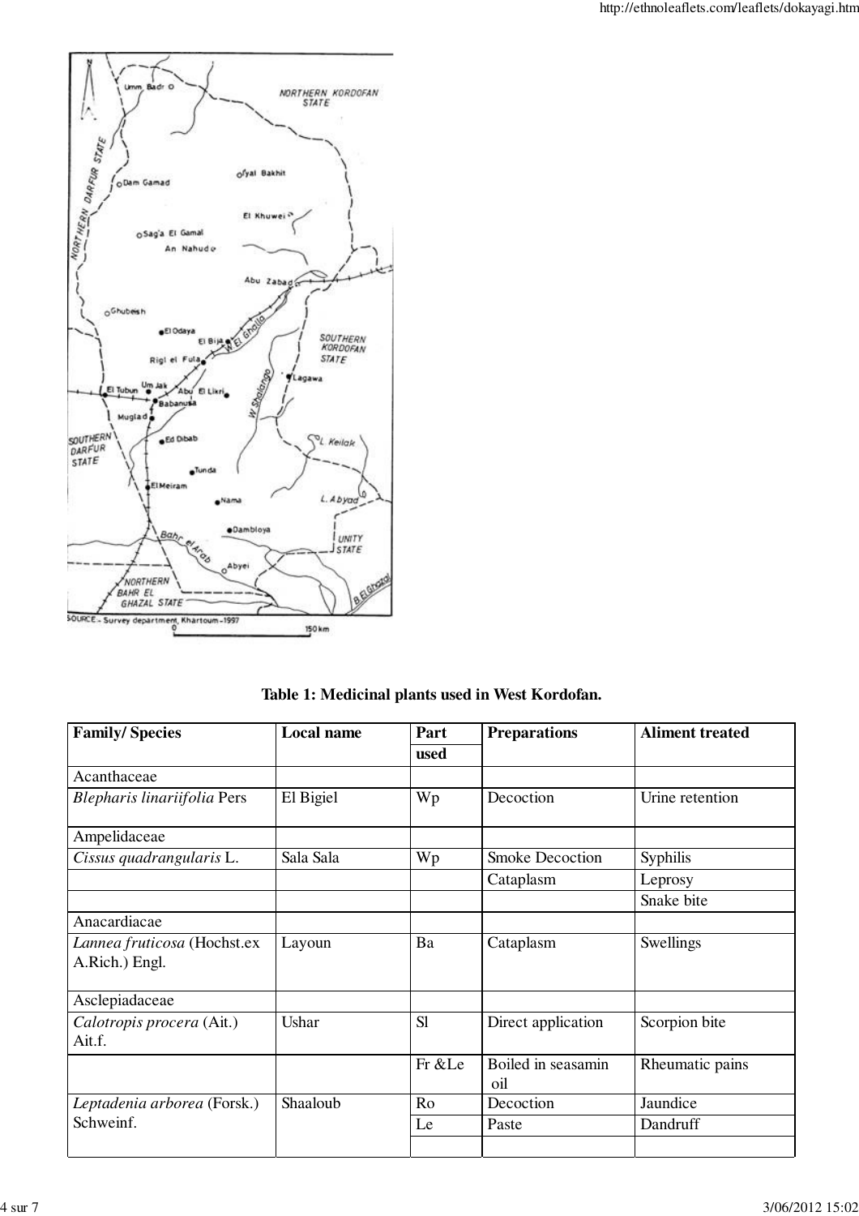**Table 1: Medicinal plants used in West Kordofan.**

| Family/ Species | Local name | Part used | Preparations | Aliment treated |
|---|---|---|---|---|
| Acanthaceae | | | | |
| *Blepharis linariifolia* Pers | El Bigiel | Wp | Decoction | Urine retention |
| Ampelidaceae | | | | |
| *Cissus quadrangularis* L. | Sala Sala | Wp | Smoke Decoction | Syphilis |
| | | | Cataplasm | Leprosy |
| | | | | Snake bite |
| Anacardiacae | | | | |
| *Lannea fruticosa* (Hochst.ex A.Rich.) Engl. | Layoun | Ba | Cataplasm | Swellings |
| Asclepiadaceae | | | | |
| *Calotropis procera* (Ait.) Ait.f. | Ushar | Sl | Direct application | Scorpion bite |
| | | Fr &Le | Boiled in seasamin oil | Rheumatic pains |
| *Leptadenia arborea* (Forsk.) Schweinf. | Shaaloub | Ro | Decoction | Jaundice |
| | | Le | Paste | Dandruff |
| | | | | |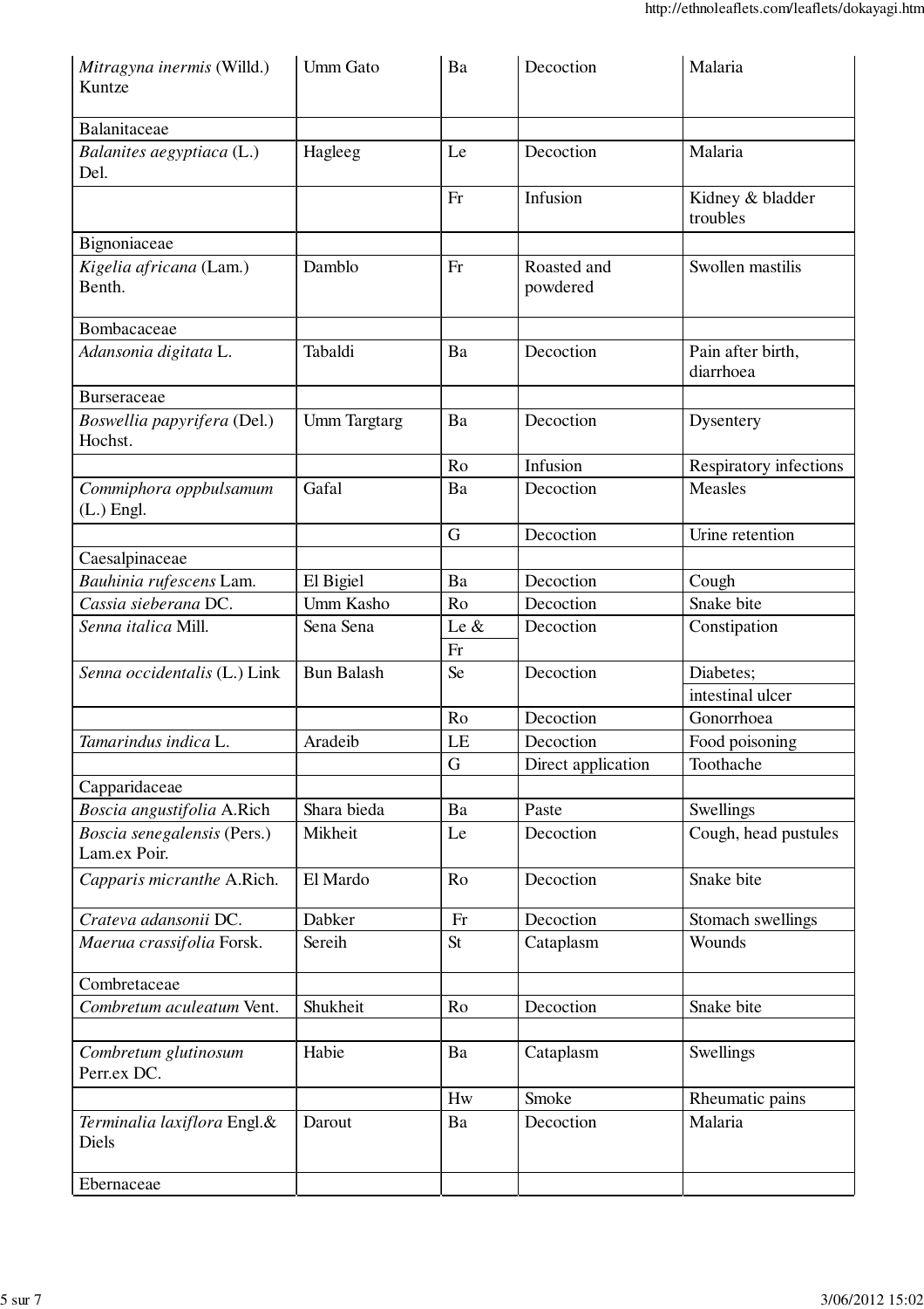| | | | | |
|---|---|---|---|---|
| *Mitragyna inermis* (Willd.) Kuntze | Umm Gato | Ba | Decoction | Malaria |
| Balanitaceae | | | | |
| *Balanites aegyptiaca* (L.) Del. | Hagleeg | Le | Decoction | Malaria |
| | | Fr | Infusion | Kidney & bladder troubles |
| Bignoniaceae | | | | |
| *Kigelia africana* (Lam.) Benth. | Damblo | Fr | Roasted and powdered | Swollen mastilis |
| Bombacaceae | | | | |
| *Adansonia digitata* L. | Tabaldi | Ba | Decoction | Pain after birth, diarrhoea |
| Burseraceae | | | | |
| *Boswellia papyrifera* (Del.) Hochst. | Umm Targtarg | Ba | Decoction | Dysentery |
| | | Ro | Infusion | Respiratory infections |
| *Commiphora oppbulsamum* (L.) Engl. | Gafal | Ba | Decoction | Measles |
| | | G | Decoction | Urine retention |
| Caesalpinaceae | | | | |
| *Bauhinia rufescens* Lam. | El Bigiel | Ba | Decoction | Cough |
| *Cassia sieberana* DC. | Umm Kasho | Ro | Decoction | Snake bite |
| *Senna italica* Mill. | Sena Sena | Le & Fr | Decoction | Constipation |
| *Senna occidentalis* (L.) Link | Bun Balash | Se | Decoction | Diabetes; intestinal ulcer |
| | | Ro | Decoction | Gonorrhoea |
| *Tamarindus indica* L. | Aradeib | LE | Decoction | Food poisoning |
| | | G | Direct application | Toothache |
| Capparidaceae | | | | |
| *Boscia angustifolia* A.Rich | Shara bieda | Ba | Paste | Swellings |
| *Boscia senegalensis* (Pers.) Lam.ex Poir. | Mikheit | Le | Decoction | Cough, head pustules |
| *Capparis micranthe* A.Rich. | El Mardo | Ro | Decoction | Snake bite |
| *Crateva adansonii* DC. | Dabker | Fr | Decoction | Stomach swellings |
| *Maerua crassifolia* Forsk. | Sereih | St | Cataplasm | Wounds |
| Combretaceae | | | | |
| *Combretum aculeatum* Vent. | Shukheit | Ro | Decoction | Snake bite |
| | | | | |
| *Combretum glutinosum* Perr.ex DC. | Habie | Ba | Cataplasm | Swellings |
| | | Hw | Smoke | Rheumatic pains |
| *Terminalia laxiflora* Engl.& Diels | Darout | Ba | Decoction | Malaria |
| Ebernaceae | | | | |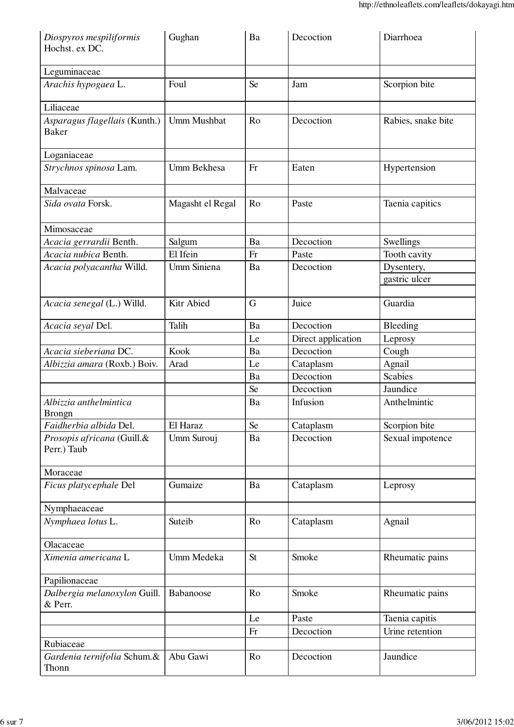| | | | | |
|---|---|---|---|---|
| *Diospyros mespiliformis* Hochst. ex DC. | Gughan | Ba | Decoction | Diarrhoea |
| Leguminaceae | | | | |
| *Arachis hypogaea* L. | Foul | Se | Jam | Scorpion bite |
| Liliaceae | | | | |
| *Asparagus flagellais* (Kunth.) Baker | Umm Mushbat | Ro | Decoction | Rabies, snake bite |
| Loganiaceae | | | | |
| *Strychnos spinosa* Lam. | Umm Bekhesa | Fr | Eaten | Hypertension |
| Malvaceae | | | | |
| *Sida ovata* Forsk. | Magasht el Regal | Ro | Paste | Taenia capitics |
| Mimosaceae | | | | |
| *Acacia gerrardii* Benth. | Salgum | Ba | Decoction | Swellings |
| *Acacia nubica* Benth. | El Ifein | Fr | Paste | Tooth cavity |
| *Acacia polyacantha* Willd. | Umm Siniena | Ba | Decoction | Dysentery, gastric ulcer |
| *Acacia senegal* (L.) Willd. | Kitr Abied | G | Juice | Guardia |
| *Acacia seyal* Del. | Talih | Ba | Decoction | Bleeding |
| | | Le | Direct application | Leprosy |
| *Acacia sieberiana* DC. | Kook | Ba | Decoction | Cough |
| *Albizzia amara* (Roxb.) Boiv. | Arad | Le | Cataplasm | Agnail |
| | | Ba | Decoction | Scabies |
| | | Se | Decoction | Jaundice |
| *Albizzia anthelmintica* Brongn | | Ba | Infusion | Anthelmintic |
| *Faidherbia albida* Del. | El Haraz | Se | Cataplasm | Scorpion bite |
| *Prosopis africana* (Guill.& Perr.) Taub | Umm Surouj | Ba | Decoction | Sexual impotence |
| Moraceae | | | | |
| *Ficus platycephale* Del | Gumaize | Ba | Cataplasm | Leprosy |
| Nymphaeaceae | | | | |
| *Nymphaea lotus* L. | Suteib | Ro | Cataplasm | Agnail |
| Olacaceae | | | | |
| *Ximenia americana* L | Umm Medeka | St | Smoke | Rheumatic pains |
| Papilionaceae | | | | |
| *Dalbergia melanoxylon* Guill. & Perr. | Babanoose | Ro | Smoke | Rheumatic pains |
| | | Le | Paste | Taenia capitis |
| | | Fr | Decoction | Urine retention |
| Rubiaceae | | | | |
| *Gardenia ternifolia* Schum.& Thonn | Abu Gawi | Ro | Decoction | Jaundice |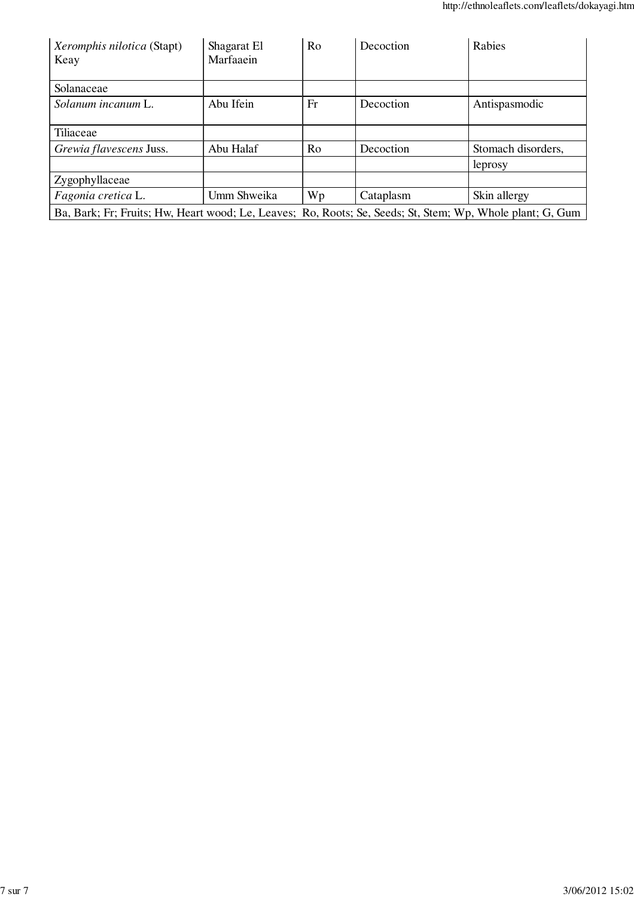| | | | | |
|---|---|---|---|---|
| *Xeromphis nilotica* (Stapt) Keay | Shagarat El Marfaaein | Ro | Decoction | Rabies |
| Solanaceae | | | | |
| *Solanum incanum* L. | Abu Ifein | Fr | Decoction | Antispasmodic |
| Tiliaceae | | | | |
| *Grewia flavescens* Juss. | Abu Halaf | Ro | Decoction | Stomach disorders, |
| | | | | leprosy |
| Zygophyllaceae | | | | |
| *Fagonia cretica* L. | Umm Shweika | Wp | Cataplasm | Skin allergy |

Ba, Bark; Fr; Fruits; Hw, Heart wood; Le, Leaves; Ro, Roots; Se, Seeds; St, Stem; Wp, Whole plant; G, Gum